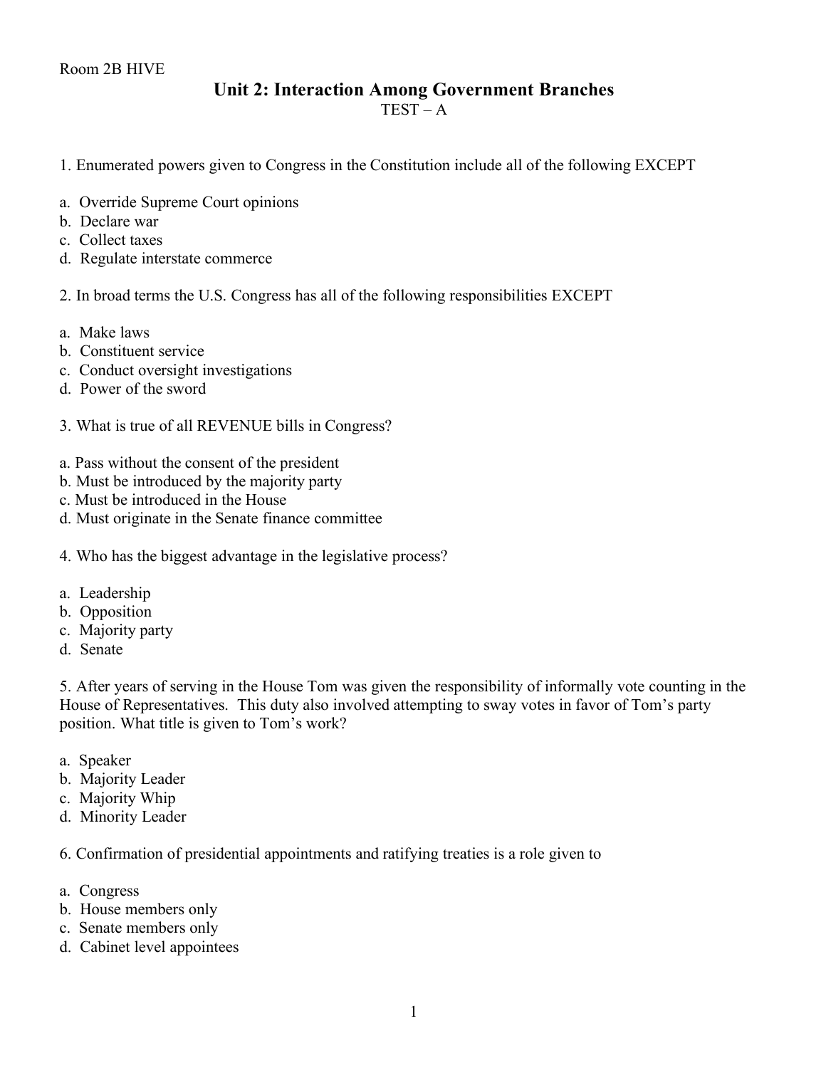Room 2B HIVE

# Unit 2: Interaction Among Government Branches

TEST – A

1. Enumerated powers given to Congress in the Constitution include all of the following EXCEPT

a. Override Supreme Court opinions
b. Declare war
c. Collect taxes
d. Regulate interstate commerce

2. In broad terms the U.S. Congress has all of the following responsibilities EXCEPT

a. Make laws
b. Constituent service
c. Conduct oversight investigations
d. Power of the sword

3. What is true of all REVENUE bills in Congress?

a. Pass without the consent of the president
b. Must be introduced by the majority party
c. Must be introduced in the House
d. Must originate in the Senate finance committee

4. Who has the biggest advantage in the legislative process?

a. Leadership
b. Opposition
c. Majority party
d. Senate

5. After years of serving in the House Tom was given the responsibility of informally vote counting in the House of Representatives. This duty also involved attempting to sway votes in favor of Tom's party position. What title is given to Tom's work?

a. Speaker
b. Majority Leader
c. Majority Whip
d. Minority Leader

6. Confirmation of presidential appointments and ratifying treaties is a role given to

a. Congress
b. House members only
c. Senate members only
d. Cabinet level appointees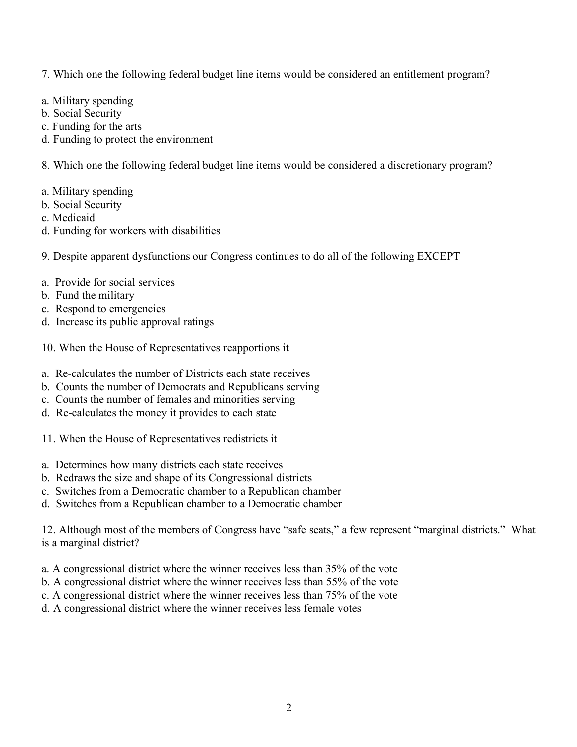7. Which one the following federal budget line items would be considered an entitlement program?

a. Military spending
b. Social Security
c. Funding for the arts
d. Funding to protect the environment

8. Which one the following federal budget line items would be considered a discretionary program?

a. Military spending
b. Social Security
c. Medicaid
d. Funding for workers with disabilities

9. Despite apparent dysfunctions our Congress continues to do all of the following EXCEPT

a. Provide for social services
b. Fund the military
c. Respond to emergencies
d. Increase its public approval ratings

10. When the House of Representatives reapportions it

a. Re-calculates the number of Districts each state receives
b. Counts the number of Democrats and Republicans serving
c. Counts the number of females and minorities serving
d. Re-calculates the money it provides to each state

11. When the House of Representatives redistricts it

a. Determines how many districts each state receives
b. Redraws the size and shape of its Congressional districts
c. Switches from a Democratic chamber to a Republican chamber
d. Switches from a Republican chamber to a Democratic chamber

12. Although most of the members of Congress have "safe seats," a few represent "marginal districts." What is a marginal district?

a. A congressional district where the winner receives less than 35% of the vote
b. A congressional district where the winner receives less than 55% of the vote
c. A congressional district where the winner receives less than 75% of the vote
d. A congressional district where the winner receives less female votes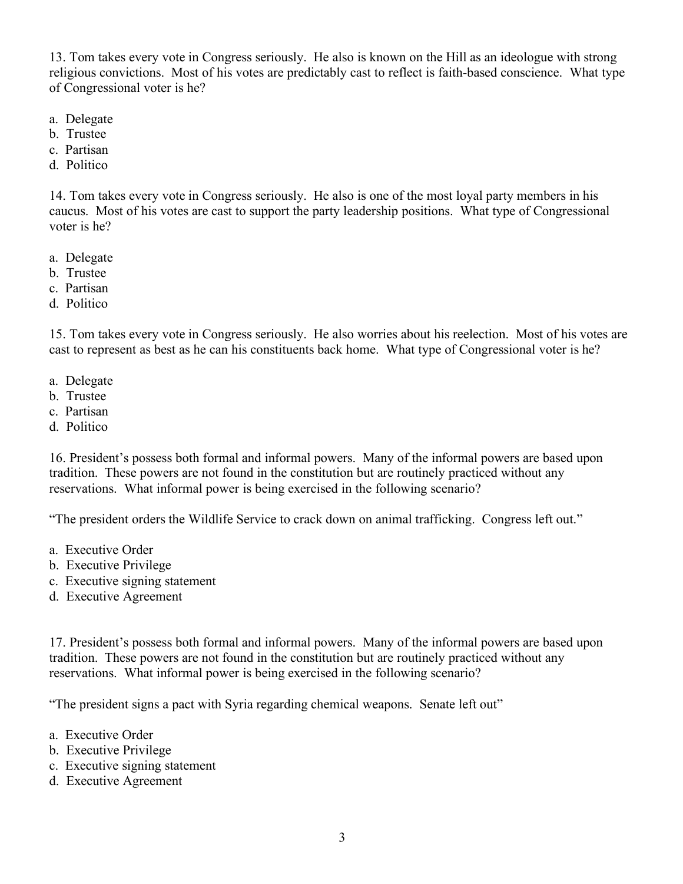13. Tom takes every vote in Congress seriously. He also is known on the Hill as an ideologue with strong religious convictions. Most of his votes are predictably cast to reflect is faith-based conscience. What type of Congressional voter is he?

a. Delegate
b. Trustee
c. Partisan
d. Politico

14. Tom takes every vote in Congress seriously. He also is one of the most loyal party members in his caucus. Most of his votes are cast to support the party leadership positions. What type of Congressional voter is he?

a. Delegate
b. Trustee
c. Partisan
d. Politico

15. Tom takes every vote in Congress seriously. He also worries about his reelection. Most of his votes are cast to represent as best as he can his constituents back home. What type of Congressional voter is he?

a. Delegate
b. Trustee
c. Partisan
d. Politico

16. President's possess both formal and informal powers. Many of the informal powers are based upon tradition. These powers are not found in the constitution but are routinely practiced without any reservations. What informal power is being exercised in the following scenario?

"The president orders the Wildlife Service to crack down on animal trafficking. Congress left out."

a. Executive Order
b. Executive Privilege
c. Executive signing statement
d. Executive Agreement

17. President's possess both formal and informal powers. Many of the informal powers are based upon tradition. These powers are not found in the constitution but are routinely practiced without any reservations. What informal power is being exercised in the following scenario?

"The president signs a pact with Syria regarding chemical weapons. Senate left out"

a. Executive Order
b. Executive Privilege
c. Executive signing statement
d. Executive Agreement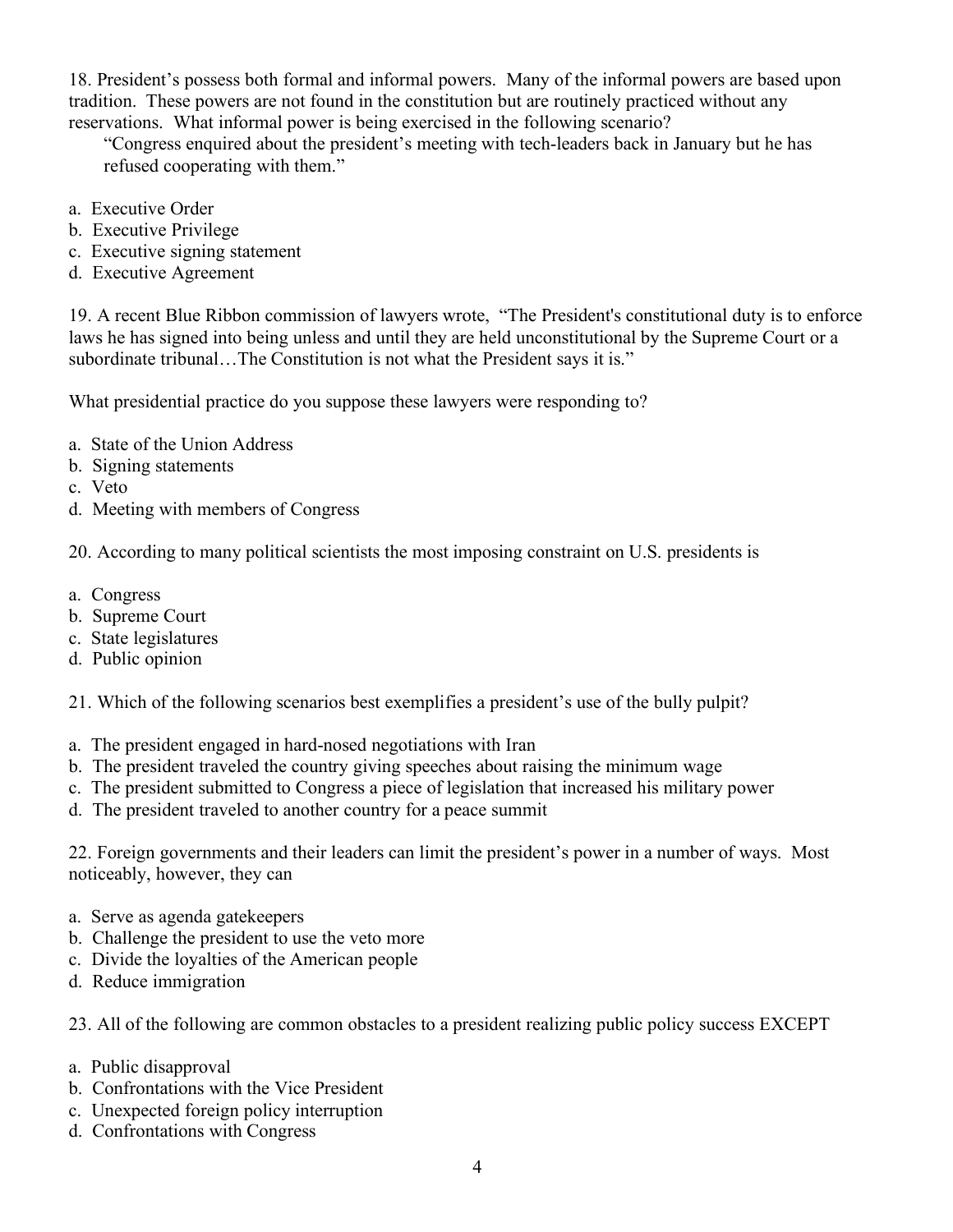18. President's possess both formal and informal powers. Many of the informal powers are based upon tradition. These powers are not found in the constitution but are routinely practiced without any reservations. What informal power is being exercised in the following scenario?

> "Congress enquired about the president's meeting with tech-leaders back in January but he has refused cooperating with them."

a. Executive Order
b. Executive Privilege
c. Executive signing statement
d. Executive Agreement

19. A recent Blue Ribbon commission of lawyers wrote, "The President's constitutional duty is to enforce laws he has signed into being unless and until they are held unconstitutional by the Supreme Court or a subordinate tribunal…The Constitution is not what the President says it is."

What presidential practice do you suppose these lawyers were responding to?

a. State of the Union Address
b. Signing statements
c. Veto
d. Meeting with members of Congress

20. According to many political scientists the most imposing constraint on U.S. presidents is

a. Congress
b. Supreme Court
c. State legislatures
d. Public opinion

21. Which of the following scenarios best exemplifies a president's use of the bully pulpit?

a. The president engaged in hard-nosed negotiations with Iran
b. The president traveled the country giving speeches about raising the minimum wage
c. The president submitted to Congress a piece of legislation that increased his military power
d. The president traveled to another country for a peace summit

22. Foreign governments and their leaders can limit the president's power in a number of ways. Most noticeably, however, they can

a. Serve as agenda gatekeepers
b. Challenge the president to use the veto more
c. Divide the loyalties of the American people
d. Reduce immigration

23. All of the following are common obstacles to a president realizing public policy success EXCEPT

a. Public disapproval
b. Confrontations with the Vice President
c. Unexpected foreign policy interruption
d. Confrontations with Congress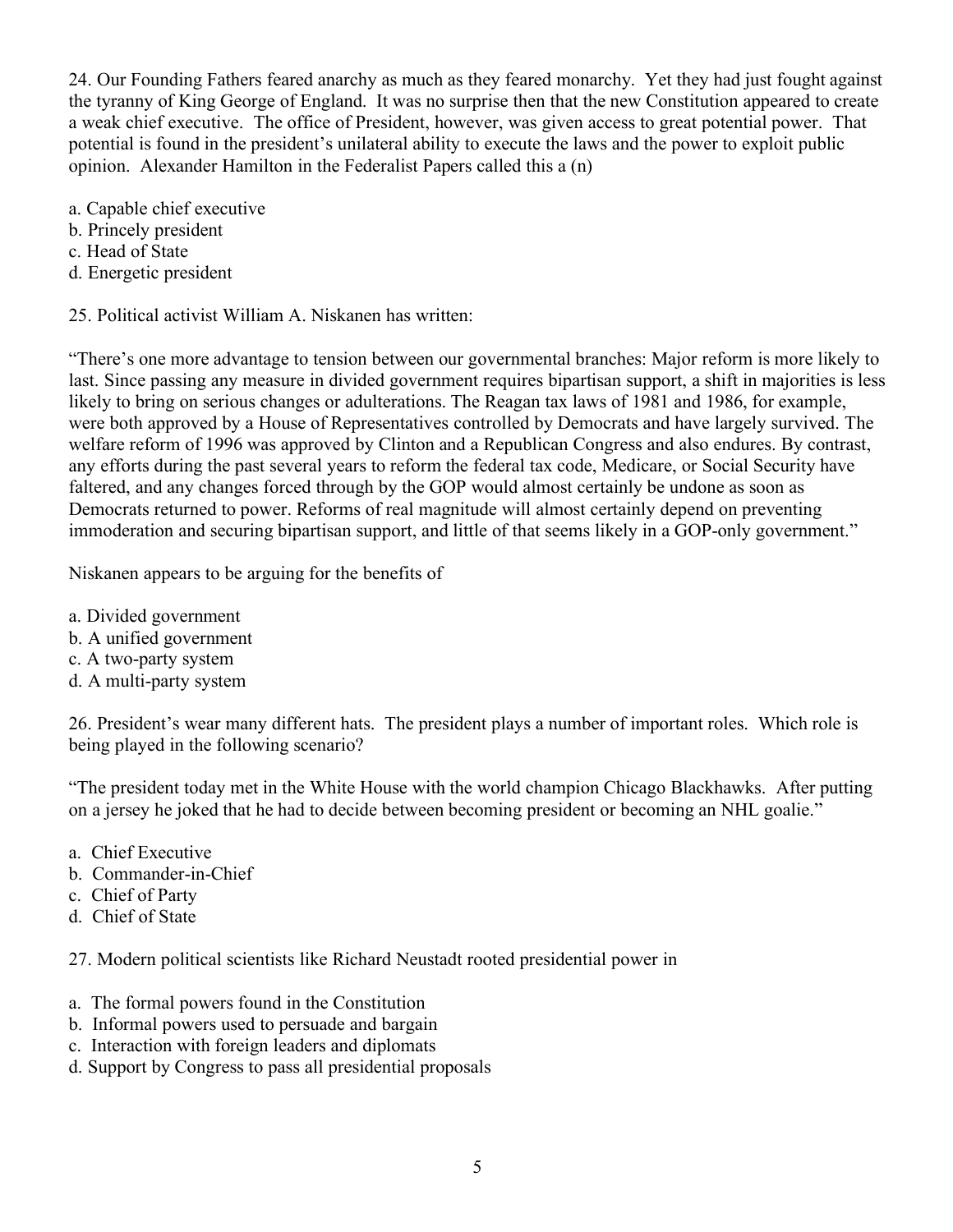24. Our Founding Fathers feared anarchy as much as they feared monarchy. Yet they had just fought against the tyranny of King George of England. It was no surprise then that the new Constitution appeared to create a weak chief executive. The office of President, however, was given access to great potential power. That potential is found in the president's unilateral ability to execute the laws and the power to exploit public opinion. Alexander Hamilton in the Federalist Papers called this a (n)

a. Capable chief executive
b. Princely president
c. Head of State
d. Energetic president

25. Political activist William A. Niskanen has written:

"There's one more advantage to tension between our governmental branches: Major reform is more likely to last. Since passing any measure in divided government requires bipartisan support, a shift in majorities is less likely to bring on serious changes or adulterations. The Reagan tax laws of 1981 and 1986, for example, were both approved by a House of Representatives controlled by Democrats and have largely survived. The welfare reform of 1996 was approved by Clinton and a Republican Congress and also endures. By contrast, any efforts during the past several years to reform the federal tax code, Medicare, or Social Security have faltered, and any changes forced through by the GOP would almost certainly be undone as soon as Democrats returned to power. Reforms of real magnitude will almost certainly depend on preventing immoderation and securing bipartisan support, and little of that seems likely in a GOP-only government."

Niskanen appears to be arguing for the benefits of

a. Divided government
b. A unified government
c. A two-party system
d. A multi-party system

26. President's wear many different hats. The president plays a number of important roles. Which role is being played in the following scenario?

"The president today met in the White House with the world champion Chicago Blackhawks. After putting on a jersey he joked that he had to decide between becoming president or becoming an NHL goalie."

a. Chief Executive
b. Commander-in-Chief
c. Chief of Party
d. Chief of State

27. Modern political scientists like Richard Neustadt rooted presidential power in

a. The formal powers found in the Constitution
b. Informal powers used to persuade and bargain
c. Interaction with foreign leaders and diplomats
d. Support by Congress to pass all presidential proposals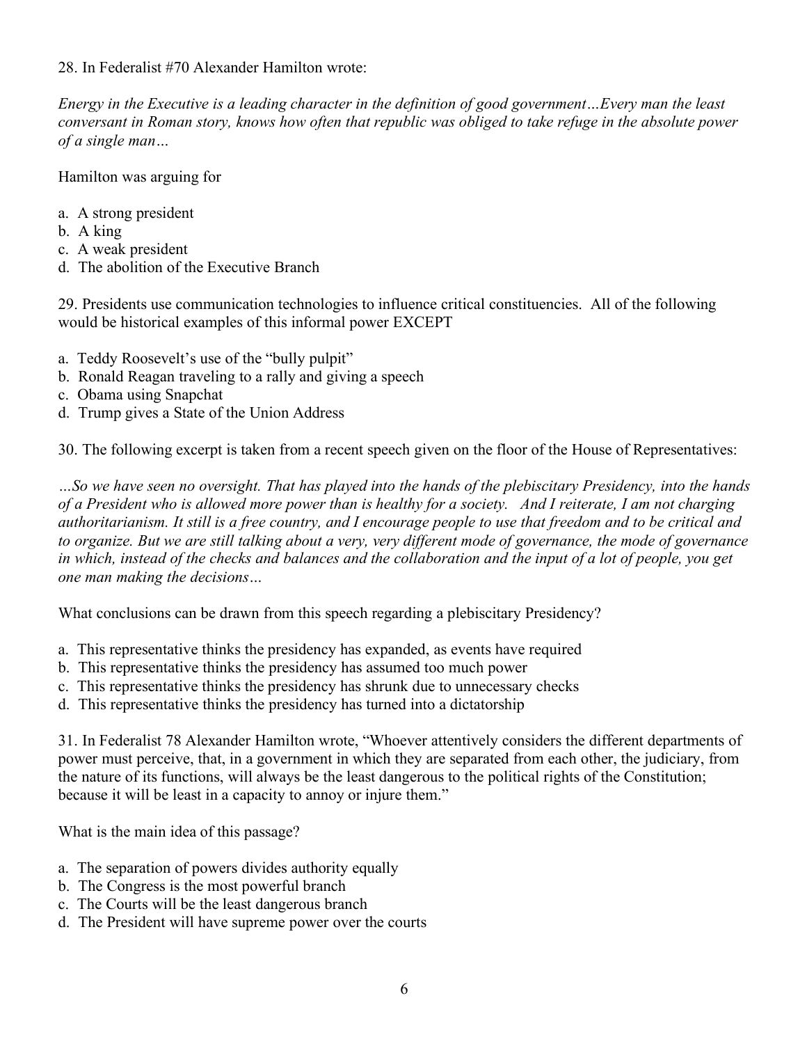28. In Federalist #70 Alexander Hamilton wrote:

*Energy in the Executive is a leading character in the definition of good government…Every man the least conversant in Roman story, knows how often that republic was obliged to take refuge in the absolute power of a single man…*

Hamilton was arguing for

a. A strong president
b. A king
c. A weak president
d. The abolition of the Executive Branch

29. Presidents use communication technologies to influence critical constituencies. All of the following would be historical examples of this informal power EXCEPT

a. Teddy Roosevelt's use of the "bully pulpit"
b. Ronald Reagan traveling to a rally and giving a speech
c. Obama using Snapchat
d. Trump gives a State of the Union Address

30. The following excerpt is taken from a recent speech given on the floor of the House of Representatives:

*…So we have seen no oversight. That has played into the hands of the plebiscitary Presidency, into the hands of a President who is allowed more power than is healthy for a society. And I reiterate, I am not charging authoritarianism. It still is a free country, and I encourage people to use that freedom and to be critical and to organize. But we are still talking about a very, very different mode of governance, the mode of governance in which, instead of the checks and balances and the collaboration and the input of a lot of people, you get one man making the decisions…*

What conclusions can be drawn from this speech regarding a plebiscitary Presidency?

a. This representative thinks the presidency has expanded, as events have required
b. This representative thinks the presidency has assumed too much power
c. This representative thinks the presidency has shrunk due to unnecessary checks
d. This representative thinks the presidency has turned into a dictatorship

31. In Federalist 78 Alexander Hamilton wrote, "Whoever attentively considers the different departments of power must perceive, that, in a government in which they are separated from each other, the judiciary, from the nature of its functions, will always be the least dangerous to the political rights of the Constitution; because it will be least in a capacity to annoy or injure them."

What is the main idea of this passage?

a. The separation of powers divides authority equally
b. The Congress is the most powerful branch
c. The Courts will be the least dangerous branch
d. The President will have supreme power over the courts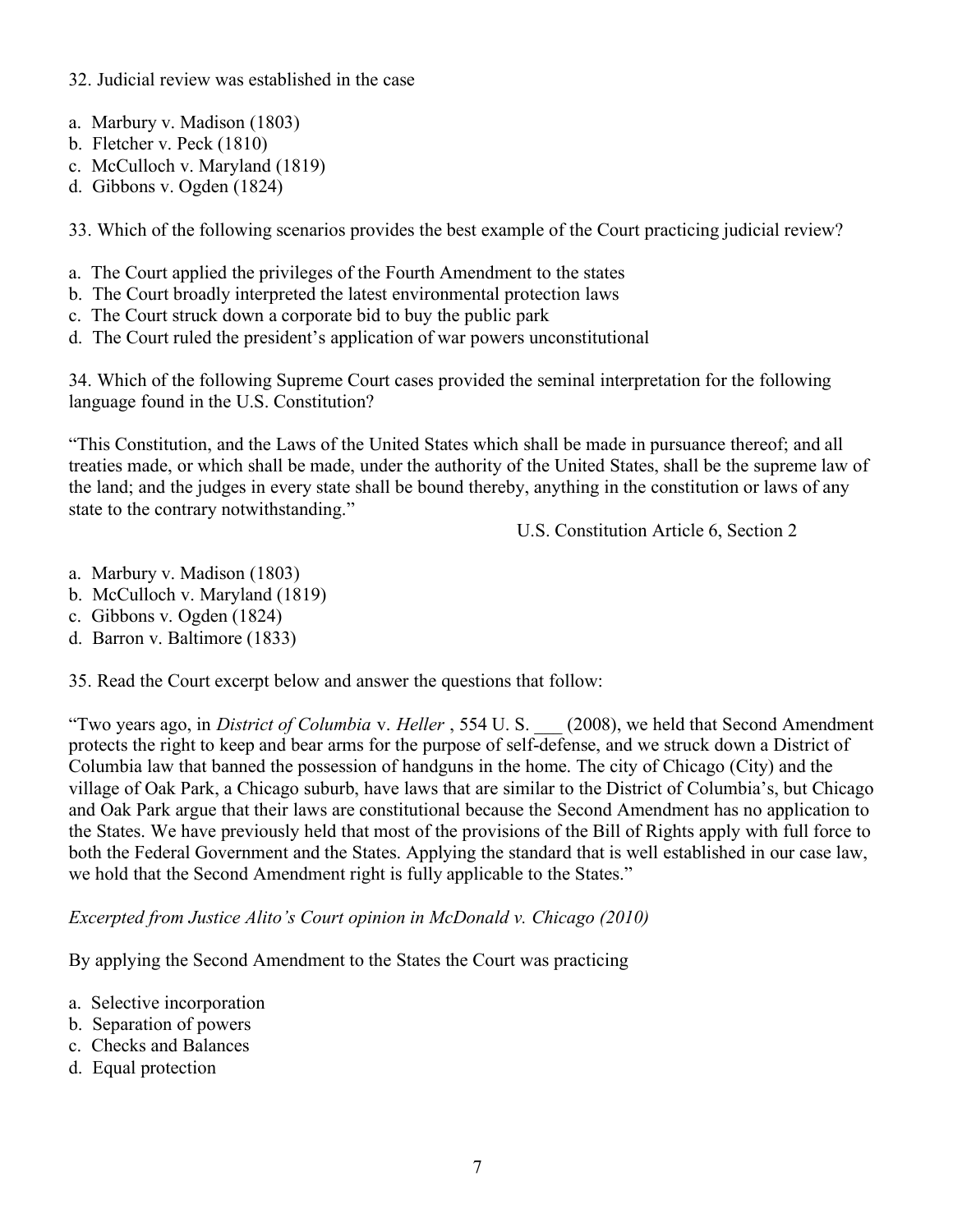32. Judicial review was established in the case

a. Marbury v. Madison (1803)
b. Fletcher v. Peck (1810)
c. McCulloch v. Maryland (1819)
d. Gibbons v. Ogden (1824)

33. Which of the following scenarios provides the best example of the Court practicing judicial review?

a. The Court applied the privileges of the Fourth Amendment to the states
b. The Court broadly interpreted the latest environmental protection laws
c. The Court struck down a corporate bid to buy the public park
d. The Court ruled the president's application of war powers unconstitutional

34. Which of the following Supreme Court cases provided the seminal interpretation for the following language found in the U.S. Constitution?

"This Constitution, and the Laws of the United States which shall be made in pursuance thereof; and all treaties made, or which shall be made, under the authority of the United States, shall be the supreme law of the land; and the judges in every state shall be bound thereby, anything in the constitution or laws of any state to the contrary notwithstanding."

U.S. Constitution Article 6, Section 2

a. Marbury v. Madison (1803)
b. McCulloch v. Maryland (1819)
c. Gibbons v. Ogden (1824)
d. Barron v. Baltimore (1833)

35. Read the Court excerpt below and answer the questions that follow:

"Two years ago, in *District of Columbia* v. *Heller* , 554 U. S. ___ (2008), we held that Second Amendment protects the right to keep and bear arms for the purpose of self-defense, and we struck down a District of Columbia law that banned the possession of handguns in the home. The city of Chicago (City) and the village of Oak Park, a Chicago suburb, have laws that are similar to the District of Columbia's, but Chicago and Oak Park argue that their laws are constitutional because the Second Amendment has no application to the States. We have previously held that most of the provisions of the Bill of Rights apply with full force to both the Federal Government and the States. Applying the standard that is well established in our case law, we hold that the Second Amendment right is fully applicable to the States."

*Excerpted from Justice Alito's Court opinion in McDonald v. Chicago (2010)*

By applying the Second Amendment to the States the Court was practicing

a. Selective incorporation
b. Separation of powers
c. Checks and Balances
d. Equal protection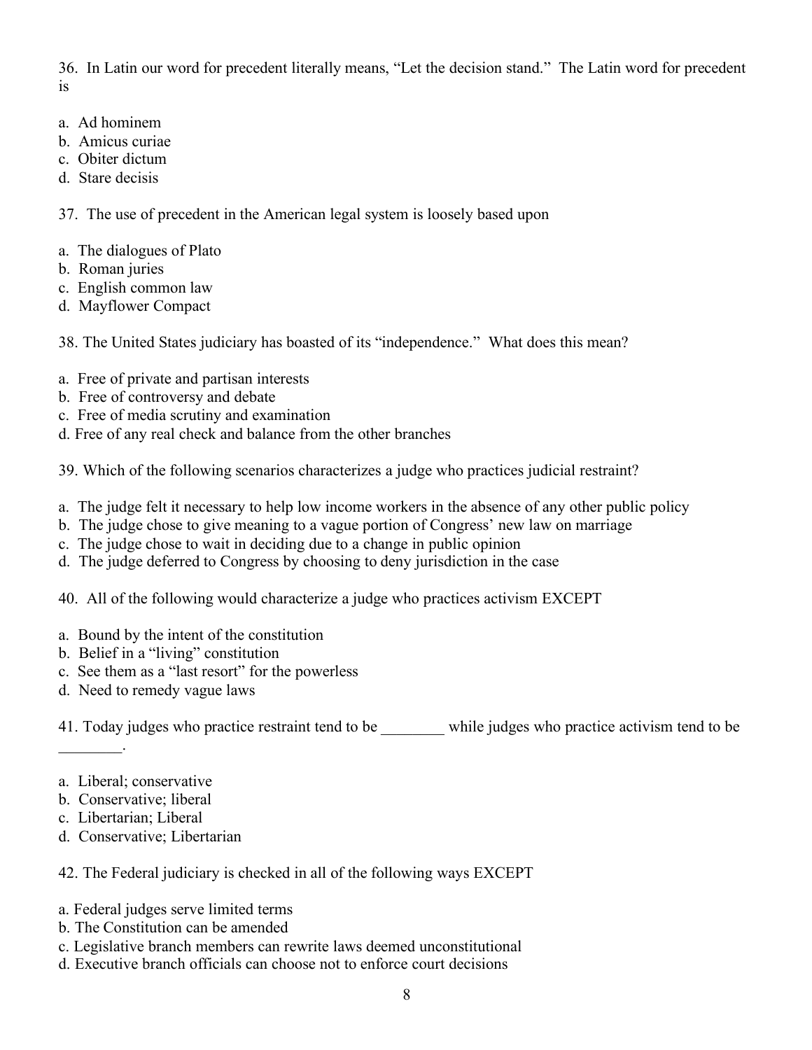36. In Latin our word for precedent literally means, "Let the decision stand." The Latin word for precedent is

a. Ad hominem
b. Amicus curiae
c. Obiter dictum
d. Stare decisis

37. The use of precedent in the American legal system is loosely based upon

a. The dialogues of Plato
b. Roman juries
c. English common law
d. Mayflower Compact

38. The United States judiciary has boasted of its "independence." What does this mean?

a. Free of private and partisan interests
b. Free of controversy and debate
c. Free of media scrutiny and examination
d. Free of any real check and balance from the other branches

39. Which of the following scenarios characterizes a judge who practices judicial restraint?

a. The judge felt it necessary to help low income workers in the absence of any other public policy
b. The judge chose to give meaning to a vague portion of Congress' new law on marriage
c. The judge chose to wait in deciding due to a change in public opinion
d. The judge deferred to Congress by choosing to deny jurisdiction in the case

40. All of the following would characterize a judge who practices activism EXCEPT

a. Bound by the intent of the constitution
b. Belief in a "living" constitution
c. See them as a "last resort" for the powerless
d. Need to remedy vague laws

41. Today judges who practice restraint tend to be ________ while judges who practice activism tend to be ________.

a. Liberal; conservative
b. Conservative; liberal
c. Libertarian; Liberal
d. Conservative; Libertarian

42. The Federal judiciary is checked in all of the following ways EXCEPT

a. Federal judges serve limited terms
b. The Constitution can be amended
c. Legislative branch members can rewrite laws deemed unconstitutional
d. Executive branch officials can choose not to enforce court decisions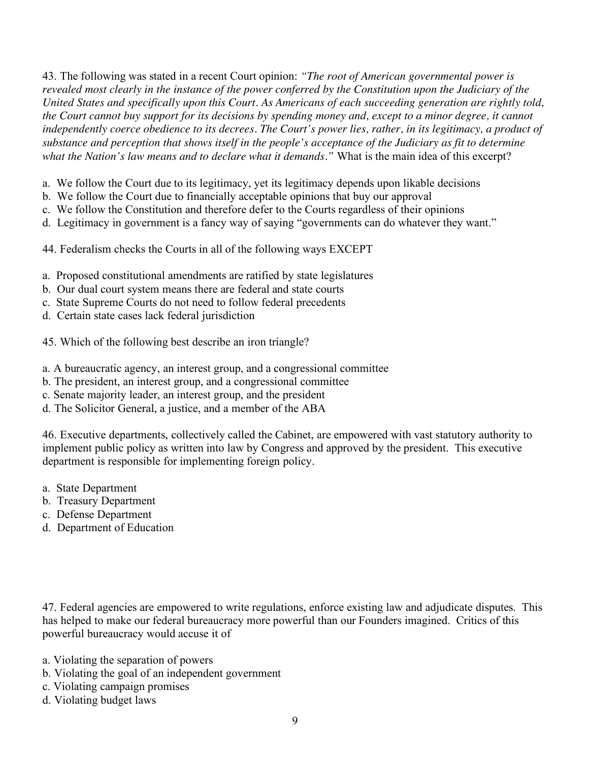43. The following was stated in a recent Court opinion: *"The root of American governmental power is revealed most clearly in the instance of the power conferred by the Constitution upon the Judiciary of the United States and specifically upon this Court. As Americans of each succeeding generation are rightly told, the Court cannot buy support for its decisions by spending money and, except to a minor degree, it cannot independently coerce obedience to its decrees. The Court's power lies, rather, in its legitimacy, a product of substance and perception that shows itself in the people's acceptance of the Judiciary as fit to determine what the Nation's law means and to declare what it demands."* What is the main idea of this excerpt?

a. We follow the Court due to its legitimacy, yet its legitimacy depends upon likable decisions
b. We follow the Court due to financially acceptable opinions that buy our approval
c. We follow the Constitution and therefore defer to the Courts regardless of their opinions
d. Legitimacy in government is a fancy way of saying "governments can do whatever they want."

44. Federalism checks the Courts in all of the following ways EXCEPT

a. Proposed constitutional amendments are ratified by state legislatures
b. Our dual court system means there are federal and state courts
c. State Supreme Courts do not need to follow federal precedents
d. Certain state cases lack federal jurisdiction

45. Which of the following best describe an iron triangle?

a. A bureaucratic agency, an interest group, and a congressional committee
b. The president, an interest group, and a congressional committee
c. Senate majority leader, an interest group, and the president
d. The Solicitor General, a justice, and a member of the ABA

46. Executive departments, collectively called the Cabinet, are empowered with vast statutory authority to implement public policy as written into law by Congress and approved by the president. This executive department is responsible for implementing foreign policy.

a. State Department
b. Treasury Department
c. Defense Department
d. Department of Education

47. Federal agencies are empowered to write regulations, enforce existing law and adjudicate disputes. This has helped to make our federal bureaucracy more powerful than our Founders imagined. Critics of this powerful bureaucracy would accuse it of

a. Violating the separation of powers
b. Violating the goal of an independent government
c. Violating campaign promises
d. Violating budget laws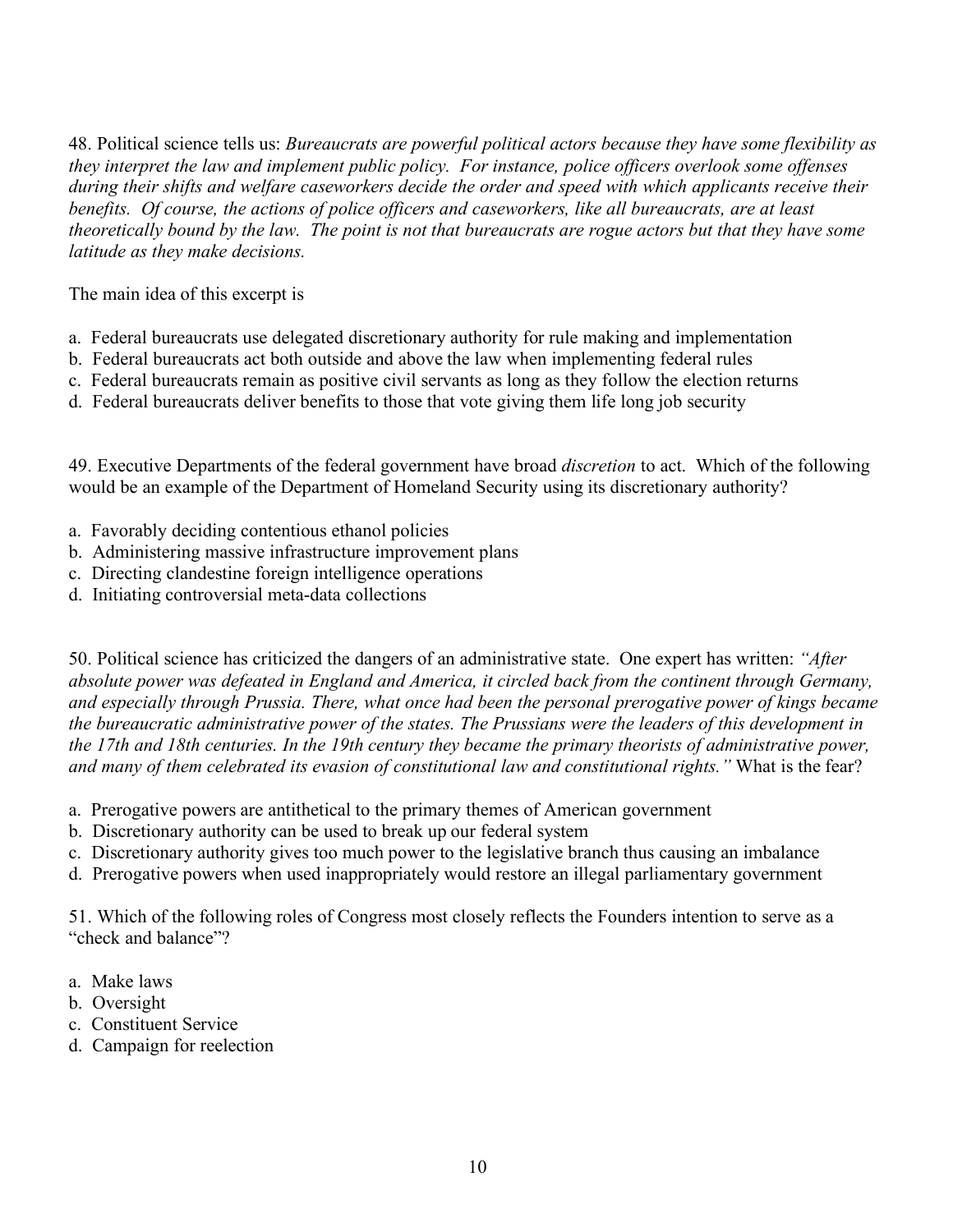48. Political science tells us: *Bureaucrats are powerful political actors because they have some flexibility as they interpret the law and implement public policy. For instance, police officers overlook some offenses during their shifts and welfare caseworkers decide the order and speed with which applicants receive their benefits. Of course, the actions of police officers and caseworkers, like all bureaucrats, are at least theoretically bound by the law. The point is not that bureaucrats are rogue actors but that they have some latitude as they make decisions.*

The main idea of this excerpt is

a. Federal bureaucrats use delegated discretionary authority for rule making and implementation
b. Federal bureaucrats act both outside and above the law when implementing federal rules
c. Federal bureaucrats remain as positive civil servants as long as they follow the election returns
d. Federal bureaucrats deliver benefits to those that vote giving them life long job security

49. Executive Departments of the federal government have broad *discretion* to act. Which of the following would be an example of the Department of Homeland Security using its discretionary authority?

a. Favorably deciding contentious ethanol policies
b. Administering massive infrastructure improvement plans
c. Directing clandestine foreign intelligence operations
d. Initiating controversial meta-data collections

50. Political science has criticized the dangers of an administrative state. One expert has written: *"After absolute power was defeated in England and America, it circled back from the continent through Germany, and especially through Prussia. There, what once had been the personal prerogative power of kings became the bureaucratic administrative power of the states. The Prussians were the leaders of this development in the 17th and 18th centuries. In the 19th century they became the primary theorists of administrative power, and many of them celebrated its evasion of constitutional law and constitutional rights."* What is the fear?

a. Prerogative powers are antithetical to the primary themes of American government
b. Discretionary authority can be used to break up our federal system
c. Discretionary authority gives too much power to the legislative branch thus causing an imbalance
d. Prerogative powers when used inappropriately would restore an illegal parliamentary government

51. Which of the following roles of Congress most closely reflects the Founders intention to serve as a "check and balance"?

a. Make laws
b. Oversight
c. Constituent Service
d. Campaign for reelection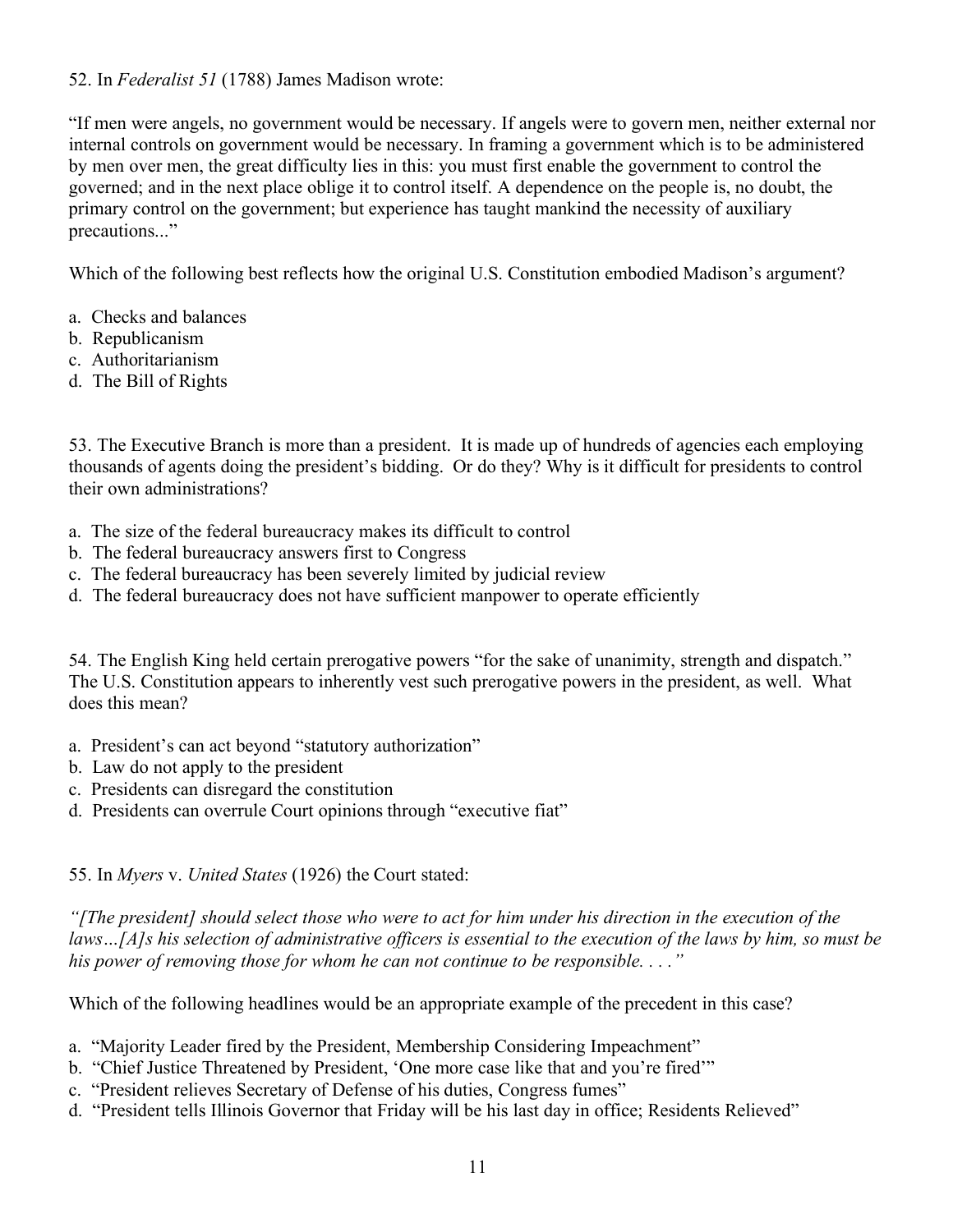52. In *Federalist 51* (1788) James Madison wrote:

"If men were angels, no government would be necessary. If angels were to govern men, neither external nor internal controls on government would be necessary. In framing a government which is to be administered by men over men, the great difficulty lies in this: you must first enable the government to control the governed; and in the next place oblige it to control itself. A dependence on the people is, no doubt, the primary control on the government; but experience has taught mankind the necessity of auxiliary precautions..."

Which of the following best reflects how the original U.S. Constitution embodied Madison's argument?

a. Checks and balances
b. Republicanism
c. Authoritarianism
d. The Bill of Rights

53. The Executive Branch is more than a president. It is made up of hundreds of agencies each employing thousands of agents doing the president's bidding. Or do they? Why is it difficult for presidents to control their own administrations?

a. The size of the federal bureaucracy makes its difficult to control
b. The federal bureaucracy answers first to Congress
c. The federal bureaucracy has been severely limited by judicial review
d. The federal bureaucracy does not have sufficient manpower to operate efficiently

54. The English King held certain prerogative powers "for the sake of unanimity, strength and dispatch." The U.S. Constitution appears to inherently vest such prerogative powers in the president, as well. What does this mean?

a. President's can act beyond "statutory authorization"
b. Law do not apply to the president
c. Presidents can disregard the constitution
d. Presidents can overrule Court opinions through "executive fiat"

55. In *Myers* v. *United States* (1926) the Court stated:

*"[The president] should select those who were to act for him under his direction in the execution of the laws…[A]s his selection of administrative officers is essential to the execution of the laws by him, so must be his power of removing those for whom he can not continue to be responsible. . . ."*

Which of the following headlines would be an appropriate example of the precedent in this case?

a. "Majority Leader fired by the President, Membership Considering Impeachment"
b. "Chief Justice Threatened by President, 'One more case like that and you're fired'"
c. "President relieves Secretary of Defense of his duties, Congress fumes"
d. "President tells Illinois Governor that Friday will be his last day in office; Residents Relieved"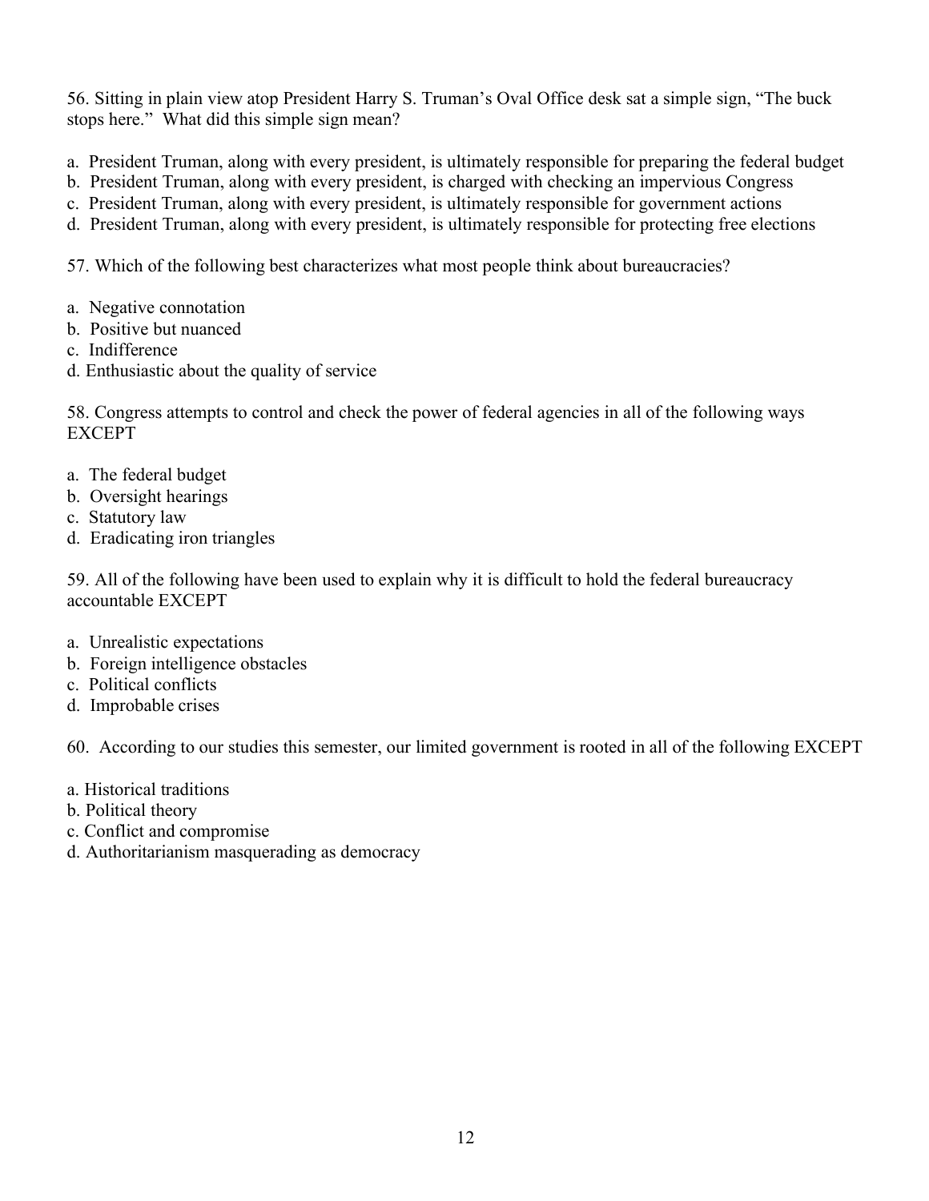56. Sitting in plain view atop President Harry S. Truman's Oval Office desk sat a simple sign, "The buck stops here." What did this simple sign mean?

a. President Truman, along with every president, is ultimately responsible for preparing the federal budget
b. President Truman, along with every president, is charged with checking an impervious Congress
c. President Truman, along with every president, is ultimately responsible for government actions
d. President Truman, along with every president, is ultimately responsible for protecting free elections

57. Which of the following best characterizes what most people think about bureaucracies?

a. Negative connotation
b. Positive but nuanced
c. Indifference
d. Enthusiastic about the quality of service

58. Congress attempts to control and check the power of federal agencies in all of the following ways EXCEPT

a. The federal budget
b. Oversight hearings
c. Statutory law
d. Eradicating iron triangles

59. All of the following have been used to explain why it is difficult to hold the federal bureaucracy accountable EXCEPT

a. Unrealistic expectations
b. Foreign intelligence obstacles
c. Political conflicts
d. Improbable crises

60. According to our studies this semester, our limited government is rooted in all of the following EXCEPT

a. Historical traditions
b. Political theory
c. Conflict and compromise
d. Authoritarianism masquerading as democracy